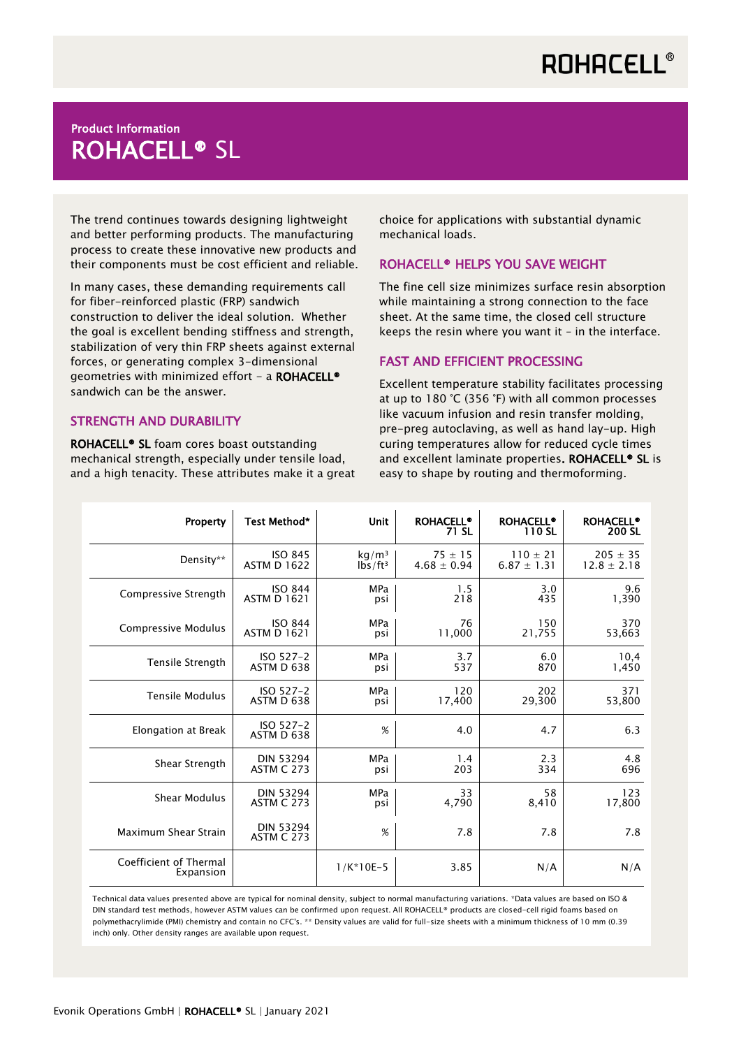## Product Information

# ROHACELL® SL

The trend continues towards designing lightweight and better performing products. The manufacturing process to create these innovative new products and their components must be cost efficient and reliable.

In many cases, these demanding requirements call for fiber-reinforced plastic (FRP) sandwich construction to deliver the ideal solution. Whether the goal is excellent bending stiffness and strength, stabilization of very thin FRP sheets against external forces, or generating complex 3-dimensional geometries with minimized effort – a **ROHACELL®** sandwich can be the answer.

## STRENGTH AND DURABILITY

**ROHACELL® SL** foam cores boast outstanding mechanical strength, especially under tensile load, and a high tenacity. These attributes make it a great choice for applications with substantial dynamic mechanical loads.

## ROHACELL® HELPS YOU SAVE WEIGHT

The fine cell size minimizes surface resin absorption while maintaining a strong connection to the face sheet. At the same time, the closed cell structure keeps the resin where you want it – in the interface.

## FAST AND EFFICIENT PROCESSING

Excellent temperature stability facilitates processing at up to 180 °C (356 °F) with all common processes like vacuum infusion and resin transfer molding, pre-preg autoclaving, as well as hand lay-up. High curing temperatures allow for reduced cycle times and excellent laminate properties. **ROHACELL® SL** is easy to shape by routing and thermoforming.

| Property | Test Method* | Unit | ROHACELL® 71 SL | ROHACELL® 110 SL | ROHACELL® 200 SL |
|---|---|---|---|---|---|
| Density** | ISO 845<br>ASTM D 1622 | kg/m³<br>lbs/ft³ | 75 ± 15<br>4.68 ± 0.94 | 110 ± 21<br>6.87 ± 1.31 | 205 ± 35<br>12.8 ± 2.18 |
| Compressive Strength | ISO 844<br>ASTM D 1621 | MPa<br>psi | 1.5<br>218 | 3.0<br>435 | 9.6<br>1,390 |
| Compressive Modulus | ISO 844<br>ASTM D 1621 | MPa<br>psi | 76<br>11,000 | 150<br>21,755 | 370<br>53,663 |
| Tensile Strength | ISO 527-2<br>ASTM D 638 | MPa<br>psi | 3.7<br>537 | 6.0<br>870 | 10,4<br>1,450 |
| Tensile Modulus | ISO 527-2<br>ASTM D 638 | MPa<br>psi | 120<br>17,400 | 202<br>29,300 | 371<br>53,800 |
| Elongation at Break | ISO 527-2<br>ASTM D 638 | % | 4.0 | 4.7 | 6.3 |
| Shear Strength | DIN 53294<br>ASTM C 273 | MPa<br>psi | 1.4<br>203 | 2.3<br>334 | 4.8<br>696 |
| Shear Modulus | DIN 53294<br>ASTM C 273 | MPa<br>psi | 33<br>4,790 | 58<br>8,410 | 123<br>17,800 |
| Maximum Shear Strain | DIN 53294<br>ASTM C 273 | % | 7.8 | 7.8 | 7.8 |
| Coefficient of Thermal Expansion | | 1/K*10E-5 | 3.85 | N/A | N/A |

Technical data values presented above are typical for nominal density, subject to normal manufacturing variations. *Data values are based on ISO & DIN standard test methods, however ASTM values can be confirmed upon request. All ROHACELL® products are closed-cell rigid foams based on polymethacrylimide (PMI) chemistry and contain no CFC's. ** Density values are valid for full-size sheets with a minimum thickness of 10 mm (0.39 inch) only. Other density ranges are available upon request.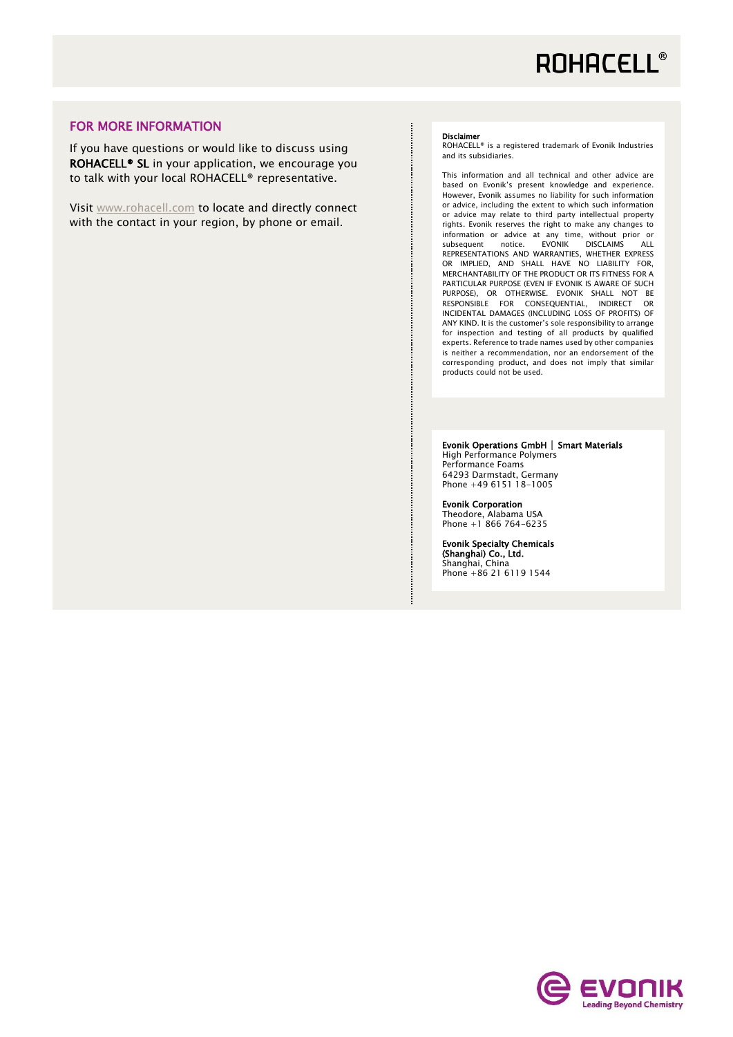## FOR MORE INFORMATION

If you have questions or would like to discuss using **ROHACELL® SL** in your application, we encourage you to talk with your local ROHACELL® representative.

Visit www.rohacell.com to locate and directly connect with the contact in your region, by phone or email.

**Disclaimer**
ROHACELL® is a registered trademark of Evonik Industries and its subsidiaries.

This information and all technical and other advice are based on Evonik's present knowledge and experience. However, Evonik assumes no liability for such information or advice, including the extent to which such information or advice may relate to third party intellectual property rights. Evonik reserves the right to make any changes to information or advice at any time, without prior or subsequent notice. EVONIK DISCLAIMS ALL REPRESENTATIONS AND WARRANTIES, WHETHER EXPRESS OR IMPLIED, AND SHALL HAVE NO LIABILITY FOR, MERCHANTABILITY OF THE PRODUCT OR ITS FITNESS FOR A PARTICULAR PURPOSE (EVEN IF EVONIK IS AWARE OF SUCH PURPOSE), OR OTHERWISE. EVONIK SHALL NOT BE RESPONSIBLE FOR CONSEQUENTIAL, INDIRECT OR INCIDENTAL DAMAGES (INCLUDING LOSS OF PROFITS) OF ANY KIND. It is the customer's sole responsibility to arrange for inspection and testing of all products by qualified experts. Reference to trade names used by other companies is neither a recommendation, nor an endorsement of the corresponding product, and does not imply that similar products could not be used.

**Evonik Operations GmbH | Smart Materials**
High Performance Polymers
Performance Foams
64293 Darmstadt, Germany
Phone +49 6151 18-1005

**Evonik Corporation**
Theodore, Alabama USA
Phone +1 866 764-6235

**Evonik Specialty Chemicals (Shanghai) Co., Ltd.**
Shanghai, China
Phone +86 21 6119 1544